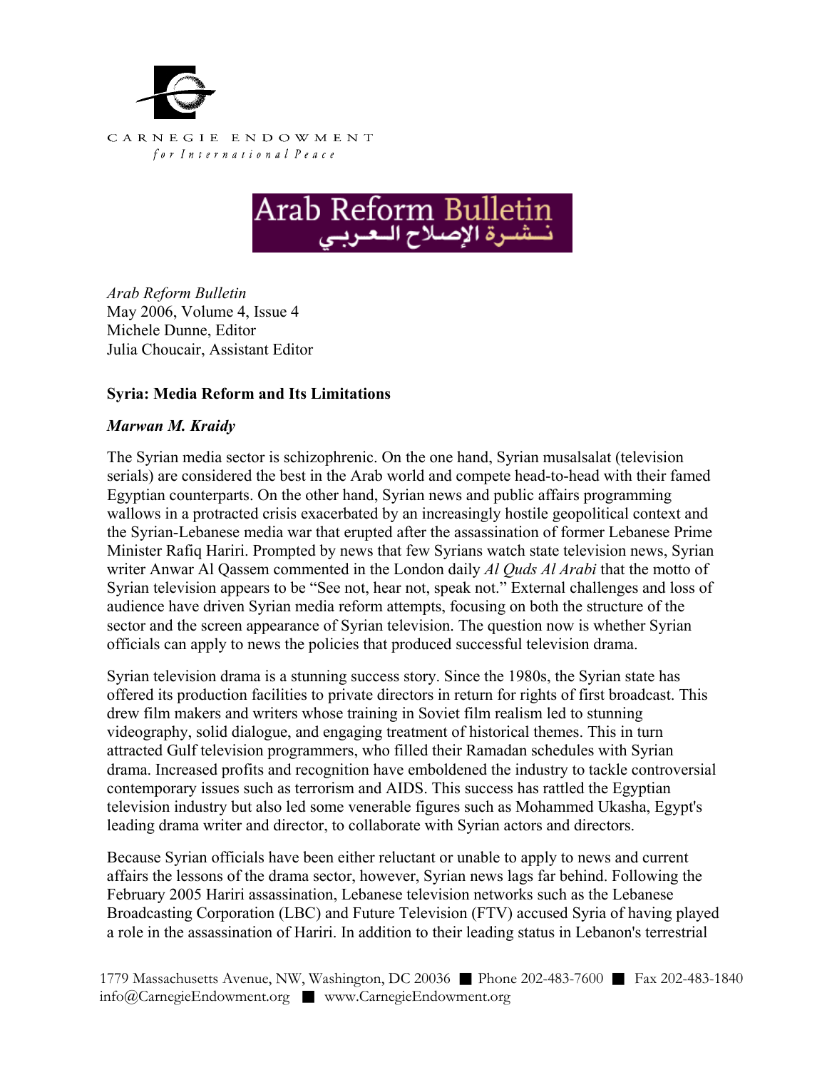CARNEGIE ENDOWMENT
*for International Peace*

Arab Reform Bulletin
نشرة الإصلاح العربي

*Arab Reform Bulletin*
May 2006, Volume 4, Issue 4
Michele Dunne, Editor
Julia Choucair, Assistant Editor

**Syria: Media Reform and Its Limitations**

***Marwan M. Kraidy***

The Syrian media sector is schizophrenic. On the one hand, Syrian musalsalat (television serials) are considered the best in the Arab world and compete head-to-head with their famed Egyptian counterparts. On the other hand, Syrian news and public affairs programming wallows in a protracted crisis exacerbated by an increasingly hostile geopolitical context and the Syrian-Lebanese media war that erupted after the assassination of former Lebanese Prime Minister Rafiq Hariri. Prompted by news that few Syrians watch state television news, Syrian writer Anwar Al Qassem commented in the London daily *Al Quds Al Arabi* that the motto of Syrian television appears to be "See not, hear not, speak not." External challenges and loss of audience have driven Syrian media reform attempts, focusing on both the structure of the sector and the screen appearance of Syrian television. The question now is whether Syrian officials can apply to news the policies that produced successful television drama.

Syrian television drama is a stunning success story. Since the 1980s, the Syrian state has offered its production facilities to private directors in return for rights of first broadcast. This drew film makers and writers whose training in Soviet film realism led to stunning videography, solid dialogue, and engaging treatment of historical themes. This in turn attracted Gulf television programmers, who filled their Ramadan schedules with Syrian drama. Increased profits and recognition have emboldened the industry to tackle controversial contemporary issues such as terrorism and AIDS. This success has rattled the Egyptian television industry but also led some venerable figures such as Mohammed Ukasha, Egypt's leading drama writer and director, to collaborate with Syrian actors and directors.

Because Syrian officials have been either reluctant or unable to apply to news and current affairs the lessons of the drama sector, however, Syrian news lags far behind. Following the February 2005 Hariri assassination, Lebanese television networks such as the Lebanese Broadcasting Corporation (LBC) and Future Television (FTV) accused Syria of having played a role in the assassination of Hariri. In addition to their leading status in Lebanon's terrestrial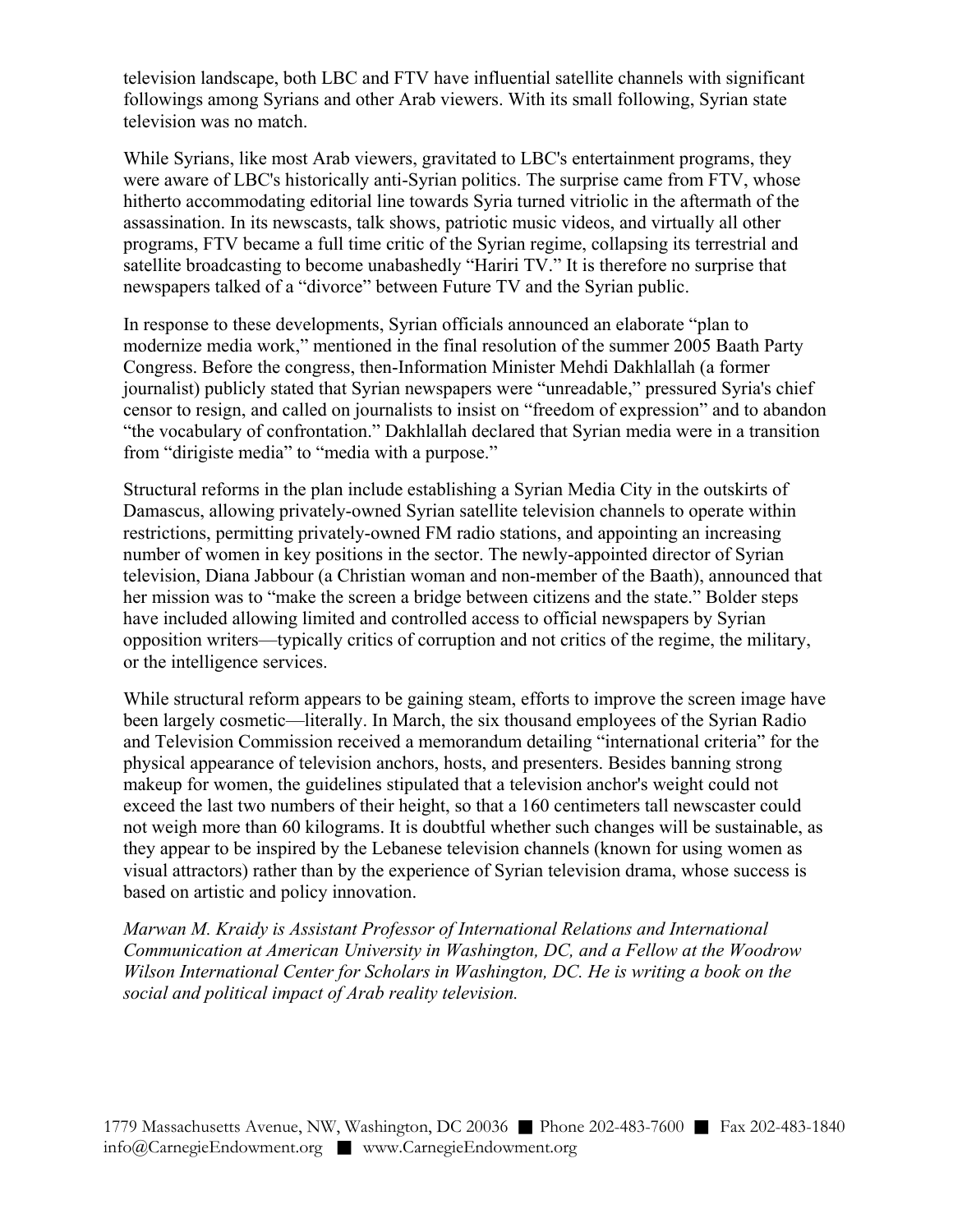television landscape, both LBC and FTV have influential satellite channels with significant followings among Syrians and other Arab viewers. With its small following, Syrian state television was no match.

While Syrians, like most Arab viewers, gravitated to LBC's entertainment programs, they were aware of LBC's historically anti-Syrian politics. The surprise came from FTV, whose hitherto accommodating editorial line towards Syria turned vitriolic in the aftermath of the assassination. In its newscasts, talk shows, patriotic music videos, and virtually all other programs, FTV became a full time critic of the Syrian regime, collapsing its terrestrial and satellite broadcasting to become unabashedly "Hariri TV." It is therefore no surprise that newspapers talked of a "divorce" between Future TV and the Syrian public.

In response to these developments, Syrian officials announced an elaborate "plan to modernize media work," mentioned in the final resolution of the summer 2005 Baath Party Congress. Before the congress, then-Information Minister Mehdi Dakhlallah (a former journalist) publicly stated that Syrian newspapers were "unreadable," pressured Syria's chief censor to resign, and called on journalists to insist on "freedom of expression" and to abandon "the vocabulary of confrontation." Dakhlallah declared that Syrian media were in a transition from "dirigiste media" to "media with a purpose."

Structural reforms in the plan include establishing a Syrian Media City in the outskirts of Damascus, allowing privately-owned Syrian satellite television channels to operate within restrictions, permitting privately-owned FM radio stations, and appointing an increasing number of women in key positions in the sector. The newly-appointed director of Syrian television, Diana Jabbour (a Christian woman and non-member of the Baath), announced that her mission was to "make the screen a bridge between citizens and the state." Bolder steps have included allowing limited and controlled access to official newspapers by Syrian opposition writers—typically critics of corruption and not critics of the regime, the military, or the intelligence services.

While structural reform appears to be gaining steam, efforts to improve the screen image have been largely cosmetic—literally. In March, the six thousand employees of the Syrian Radio and Television Commission received a memorandum detailing "international criteria" for the physical appearance of television anchors, hosts, and presenters. Besides banning strong makeup for women, the guidelines stipulated that a television anchor's weight could not exceed the last two numbers of their height, so that a 160 centimeters tall newscaster could not weigh more than 60 kilograms. It is doubtful whether such changes will be sustainable, as they appear to be inspired by the Lebanese television channels (known for using women as visual attractors) rather than by the experience of Syrian television drama, whose success is based on artistic and policy innovation.

*Marwan M. Kraidy is Assistant Professor of International Relations and International Communication at American University in Washington, DC, and a Fellow at the Woodrow Wilson International Center for Scholars in Washington, DC. He is writing a book on the social and political impact of Arab reality television.*

1779 Massachusetts Avenue, NW, Washington, DC 20036 ■ Phone 202-483-7600 ■ Fax 202-483-1840
info@CarnegieEndowment.org ■ www.CarnegieEndowment.org